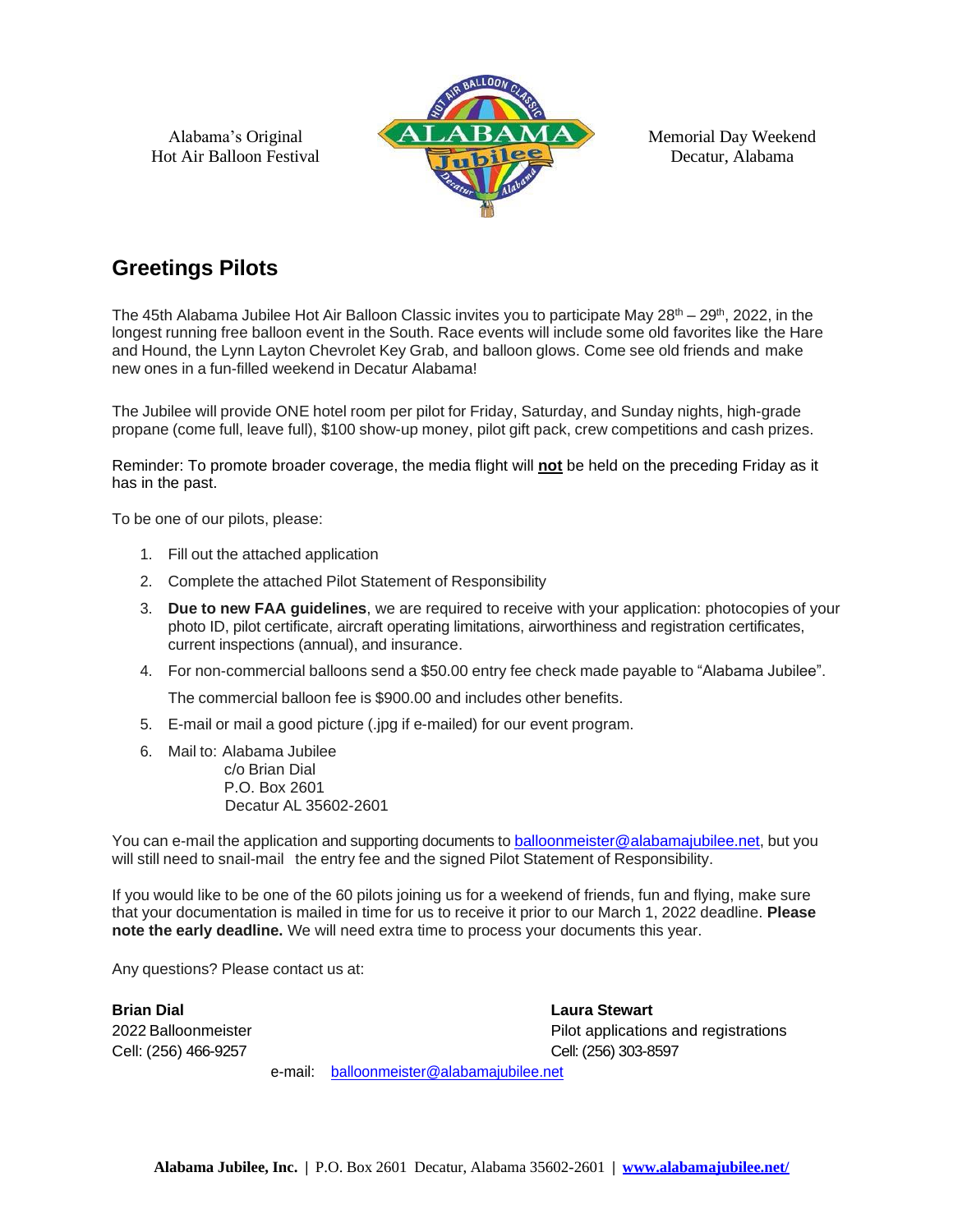Alabama's Original
Hot Air Balloon Festival

Memorial Day Weekend
Decatur, Alabama

## Greetings Pilots

The 45th Alabama Jubilee Hot Air Balloon Classic invites you to participate May 28th – 29th, 2022, in the longest running free balloon event in the South. Race events will include some old favorites like the Hare and Hound, the Lynn Layton Chevrolet Key Grab, and balloon glows. Come see old friends and make new ones in a fun-filled weekend in Decatur Alabama!

The Jubilee will provide ONE hotel room per pilot for Friday, Saturday, and Sunday nights, high-grade propane (come full, leave full), $100 show-up money, pilot gift pack, crew competitions and cash prizes.

Reminder: To promote broader coverage, the media flight will **not** be held on the preceding Friday as it has in the past.

To be one of our pilots, please:

1. Fill out the attached application
2. Complete the attached Pilot Statement of Responsibility
3. **Due to new FAA guidelines**, we are required to receive with your application: photocopies of your photo ID, pilot certificate, aircraft operating limitations, airworthiness and registration certificates, current inspections (annual), and insurance.
4. For non-commercial balloons send a $50.00 entry fee check made payable to "Alabama Jubilee".

   The commercial balloon fee is $900.00 and includes other benefits.
5. E-mail or mail a good picture (.jpg if e-mailed) for our event program.
6. Mail to: Alabama Jubilee
   c/o Brian Dial
   P.O. Box 2601
   Decatur AL 35602-2601

You can e-mail the application and supporting documents to balloonmeister@alabamajubilee.net, but you will still need to snail-mail the entry fee and the signed Pilot Statement of Responsibility.

If you would like to be one of the 60 pilots joining us for a weekend of friends, fun and flying, make sure that your documentation is mailed in time for us to receive it prior to our March 1, 2022 deadline. **Please note the early deadline.** We will need extra time to process your documents this year.

Any questions? Please contact us at:

**Brian Dial**
2022 Balloonmeister
Cell: (256) 466-9257

**Laura Stewart**
Pilot applications and registrations
Cell: (256) 303-8597

e-mail: balloonmeister@alabamajubilee.net

**Alabama Jubilee, Inc.** | P.O. Box 2601 Decatur, Alabama 35602-2601 | **www.alabamajubilee.net/**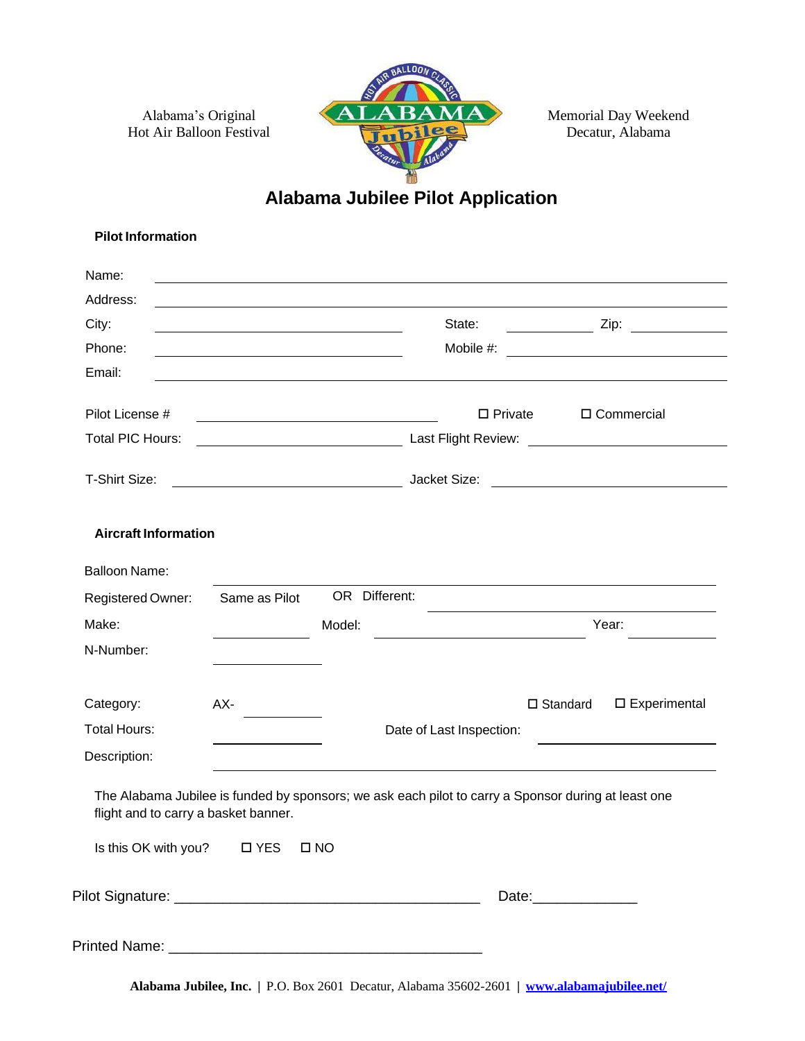Alabama's Original
Hot Air Balloon Festival

Memorial Day Weekend
Decatur, Alabama

# Alabama Jubilee Pilot Application

### Pilot Information

Name: ______________________________

Address: ______________________________

City: ______________________________ State: __________ Zip: __________

Phone: ______________________________ Mobile #: ______________________________

Email: ______________________________

Pilot License # ______________________________ ☐ Private ☐ Commercial

Total PIC Hours: ______________________________ Last Flight Review: ______________________________

T-Shirt Size: ______________________________ Jacket Size: ______________________________

### Aircraft Information

Balloon Name: ______________________________

Registered Owner: Same as Pilot OR Different: ______________________________

Make: __________ Model: ______________________________ Year: __________

N-Number: __________

Category: AX- __________ ☐ Standard ☐ Experimental

Total Hours: __________ Date of Last Inspection: ______________________________

Description: ______________________________

The Alabama Jubilee is funded by sponsors; we ask each pilot to carry a Sponsor during at least one flight and to carry a basket banner.

Is this OK with you? ☐ YES ☐ NO

Pilot Signature: ______________________________________ Date:_____________

Printed Name: ______________________________________

**Alabama Jubilee, Inc.** | P.O. Box 2601 Decatur, Alabama 35602-2601 | **www.alabamajubilee.net/**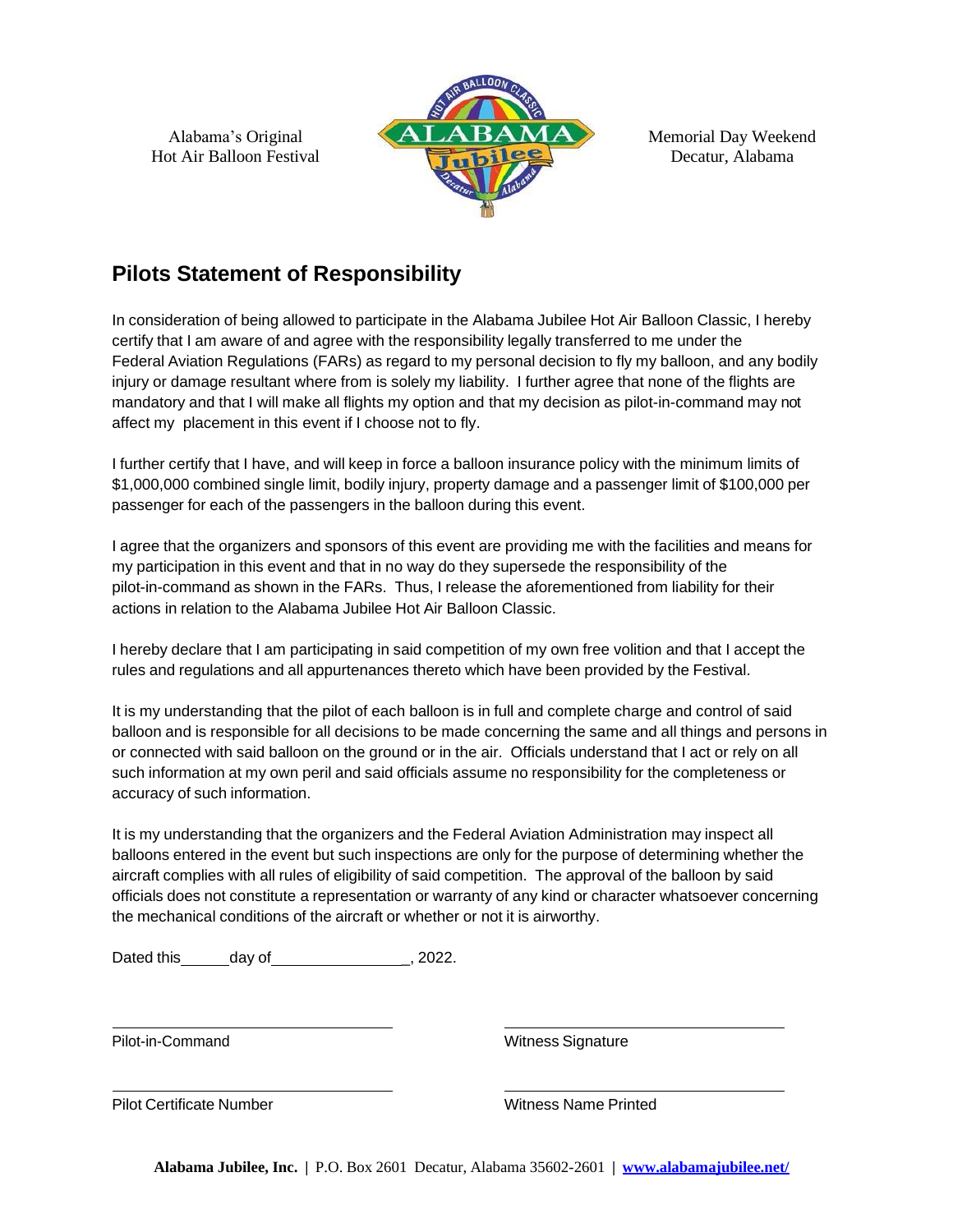Alabama's Original
Hot Air Balloon Festival

Memorial Day Weekend
Decatur, Alabama

## Pilots Statement of Responsibility

In consideration of being allowed to participate in the Alabama Jubilee Hot Air Balloon Classic, I hereby certify that I am aware of and agree with the responsibility legally transferred to me under the Federal Aviation Regulations (FARs) as regard to my personal decision to fly my balloon, and any bodily injury or damage resultant where from is solely my liability. I further agree that none of the flights are mandatory and that I will make all flights my option and that my decision as pilot-in-command may not affect my placement in this event if I choose not to fly.

I further certify that I have, and will keep in force a balloon insurance policy with the minimum limits of $1,000,000 combined single limit, bodily injury, property damage and a passenger limit of $100,000 per passenger for each of the passengers in the balloon during this event.

I agree that the organizers and sponsors of this event are providing me with the facilities and means for my participation in this event and that in no way do they supersede the responsibility of the pilot-in-command as shown in the FARs. Thus, I release the aforementioned from liability for their actions in relation to the Alabama Jubilee Hot Air Balloon Classic.

I hereby declare that I am participating in said competition of my own free volition and that I accept the rules and regulations and all appurtenances thereto which have been provided by the Festival.

It is my understanding that the pilot of each balloon is in full and complete charge and control of said balloon and is responsible for all decisions to be made concerning the same and all things and persons in or connected with said balloon on the ground or in the air. Officials understand that I act or rely on all such information at my own peril and said officials assume no responsibility for the completeness or accuracy of such information.

It is my understanding that the organizers and the Federal Aviation Administration may inspect all balloons entered in the event but such inspections are only for the purpose of determining whether the aircraft complies with all rules of eligibility of said competition. The approval of the balloon by said officials does not constitute a representation or warranty of any kind or character whatsoever concerning the mechanical conditions of the aircraft or whether or not it is airworthy.

Dated this\_\_\_\_\_\_day of\_\_\_\_\_\_\_\_\_\_\_\_\_\_\_\_\_, 2022.

\_\_\_\_\_\_\_\_\_\_\_\_\_\_\_\_\_\_\_\_\_\_\_\_\_\_\_\_\_\_
Pilot-in-Command

\_\_\_\_\_\_\_\_\_\_\_\_\_\_\_\_\_\_\_\_\_\_\_\_\_\_\_\_\_\_
Witness Signature

\_\_\_\_\_\_\_\_\_\_\_\_\_\_\_\_\_\_\_\_\_\_\_\_\_\_\_\_\_\_
Pilot Certificate Number

\_\_\_\_\_\_\_\_\_\_\_\_\_\_\_\_\_\_\_\_\_\_\_\_\_\_\_\_\_\_
Witness Name Printed

**Alabama Jubilee, Inc.** | P.O. Box 2601 Decatur, Alabama 35602-2601 | **www.alabamajubilee.net/**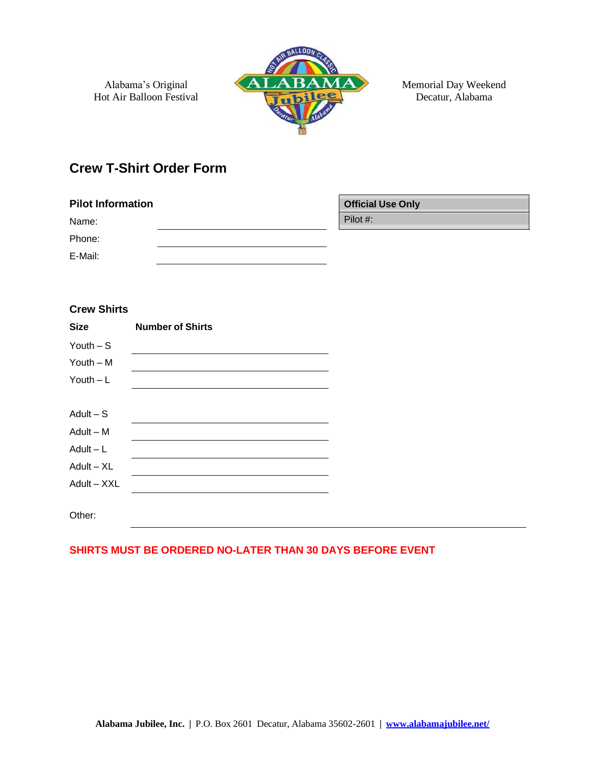Alabama's Original
Hot Air Balloon Festival

Memorial Day Weekend
Decatur, Alabama

# Crew T-Shirt Order Form

### Pilot Information

Name: \_\_\_\_\_\_\_\_\_\_\_\_\_\_\_\_\_\_\_\_

Phone: \_\_\_\_\_\_\_\_\_\_\_\_\_\_\_\_\_\_\_\_

E-Mail: \_\_\_\_\_\_\_\_\_\_\_\_\_\_\_\_\_\_\_\_

| Official Use Only |
| --- |
| Pilot #: |

### Crew Shirts

| Size | Number of Shirts |
| --- | --- |
| Youth – S | |
| Youth – M | |
| Youth – L | |
| Adult – S | |
| Adult – M | |
| Adult – L | |
| Adult – XL | |
| Adult – XXL | |

Other: \_\_\_\_\_\_\_\_\_\_\_\_\_\_\_\_\_\_\_\_

**SHIRTS MUST BE ORDERED NO-LATER THAN 30 DAYS BEFORE EVENT**

**Alabama Jubilee, Inc.** | P.O. Box 2601 Decatur, Alabama 35602-2601 | **www.alabamajubilee.net/**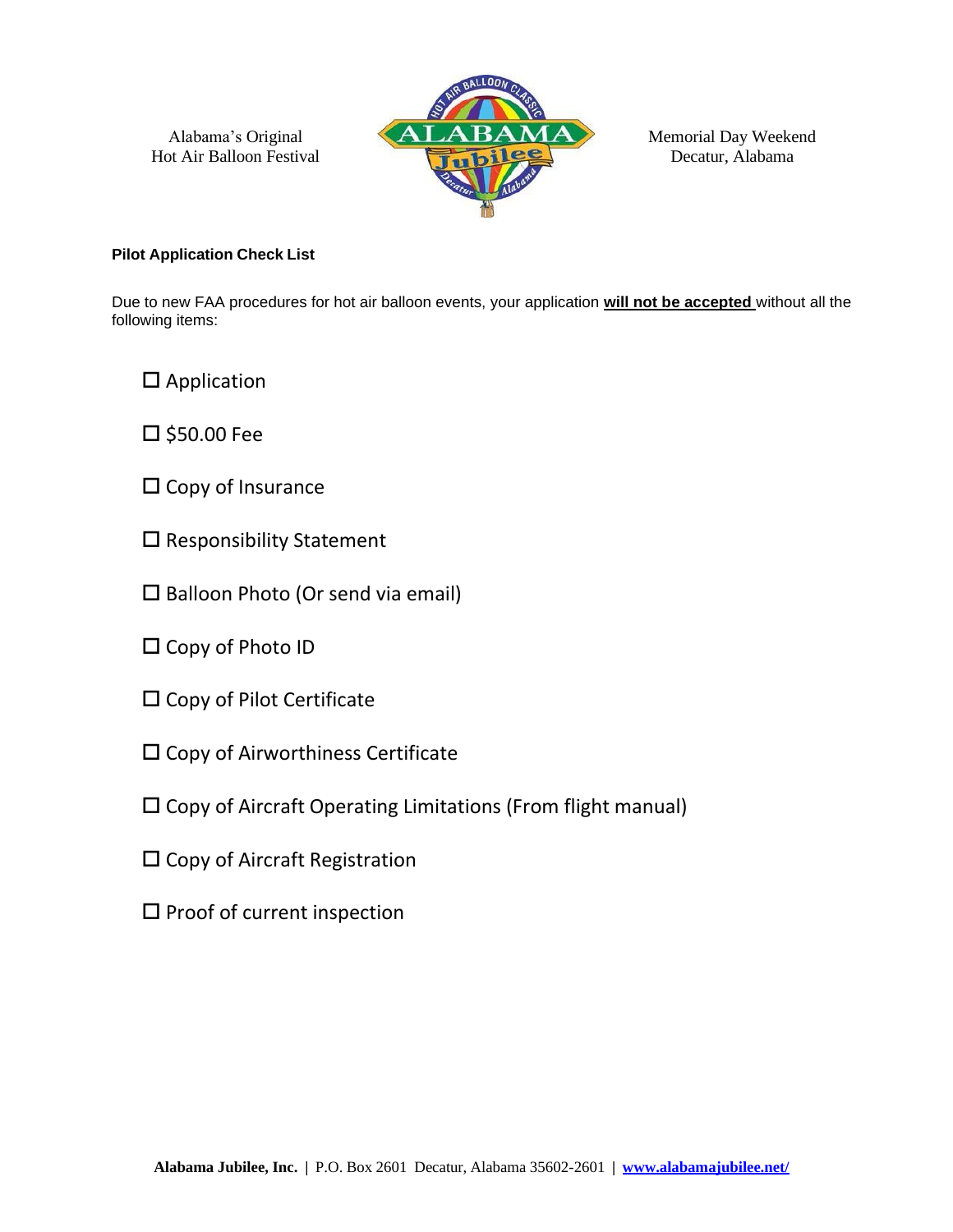Alabama's Original
Hot Air Balloon Festival

Memorial Day Weekend
Decatur, Alabama

**Pilot Application Check List**

Due to new FAA procedures for hot air balloon events, your application **will not be accepted** without all the following items:

- ☐ Application
- ☐ $50.00 Fee
- ☐ Copy of Insurance
- ☐ Responsibility Statement
- ☐ Balloon Photo (Or send via email)
- ☐ Copy of Photo ID
- ☐ Copy of Pilot Certificate
- ☐ Copy of Airworthiness Certificate
- ☐ Copy of Aircraft Operating Limitations (From flight manual)
- ☐ Copy of Aircraft Registration
- ☐ Proof of current inspection

**Alabama Jubilee, Inc.** | P.O. Box 2601 Decatur, Alabama 35602-2601 | **www.alabamajubilee.net/**